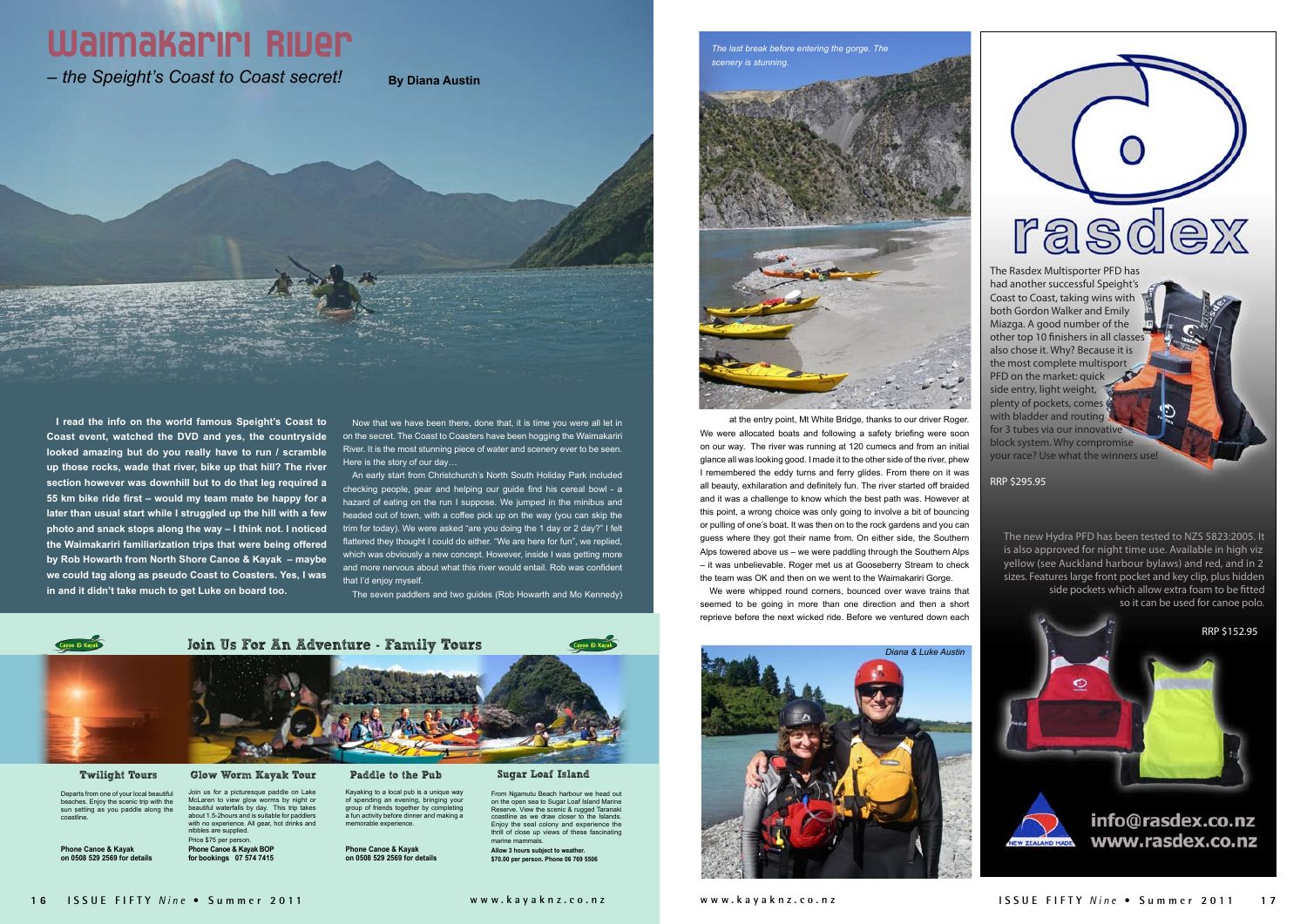# Waimakariri River

*– the Speight's Coast to Coast secret!*

**By Diana Austin**

**I read the info on the world famous Speight's Coast to Coast event, watched the DVD and yes, the countryside looked amazing but do you really have to run / scramble up those rocks, wade that river, bike up that hill? The river section however was downhill but to do that leg required a 55 km bike ride first – would my team mate be happy for a later than usual start while I struggled up the hill with a few photo and snack stops along the way – I think not. I noticed the Waimakariri familiarization trips that were being offered by Rob Howarth from North Shore Canoe & Kayak – maybe we could tag along as pseudo Coast to Coasters. Yes, I was in and it didn't take much to get Luke on board too.**

Now that we have been there, done that, it is time you were all let in on the secret. The Coast to Coasters have been hogging the Waimakariri River. It is the most stunning piece of water and scenery ever to be seen. Here is the story of our day…

An early start from Christchurch's North South Holiday Park included checking people, gear and helping our guide find his cereal bowl - a hazard of eating on the run I suppose. We jumped in the minibus and headed out of town, with a coffee pick up on the way (you can skip the trim for today). We were asked "are you doing the 1 day or 2 day?" I felt flattered they thought I could do either. "We are here for fun", we replied, which was obviously a new concept. However, inside I was getting more and more nervous about what this river would entail. Rob was confident that I'd enjoy myself.

The seven paddlers and two guides (Rob Howarth and Mo Kennedy) at the entry point, Mt White Bridge, thanks to our driver Roger. We were allocated boats and following a safety briefing were soon on our way. The river was running at 120 cumecs and from an initial glance all was looking good. I made it to the other side of the river, phew I remembered the eddy turns and ferry glides. From there on it was all beauty, exhilaration and definitely fun. The river started off braided and it was a challenge to know which the best path was. However at this point, a wrong choice was only going to involve a bit of bouncing or pulling of one's boat. It was then on to the rock gardens and you can guess where they got their name from. On either side, the Southern Alps towered above us – we were paddling through the Southern Alps – it was unbelievable. Roger met us at Gooseberry Stream to check the team was OK and then on we went to the Waimakariri Gorge.

We were whipped round corners, bounced over wave trains that seemed to be going in more than one direction and then a short reprieve before the next wicked ride. Before we ventured down each

*The last break before entering the gorge. The scenery is stunning.*

*Diana & Luke Austin*

## Join Us For An Adventure - Family Tours

### Twilight Tours

Departs from one of your local beautiful beaches. Enjoy the scenic trip with the sun setting as you paddle along the coastline.

**Phone Canoe & Kayak on 0508 529 2569 for details**

### Glow Worm Kayak Tour

Join us for a picturesque paddle on Lake McLaren to view glow worms by night or beautiful waterfalls by day. This trip takes about 1.5-2hours and is suitable for paddlers with no experience. All gear, hot drinks and nibbles are supplied.

Price $75 per person.

**Phone Canoe & Kayak BOP for bookings 07 574 7415**

### Paddle to the Pub

Kayaking to a local pub is a unique way of spending an evening, bringing your group of friends together by completing a fun activity before dinner and making a memorable experience.

**Phone Canoe & Kayak on 0508 529 2569 for details**

### Sugar Loaf Island

From Ngamutu Beach harbour we head out on the open sea to Sugar Loaf Island Marine Reserve. View the scenic & rugged Taranaki coastline as we draw closer to the Islands. Enjoy the seal colony and experience the thrill of close up views of these fascinating marine mammals.

**Allow 3 hours subject to weather.**
**$70.00 per person. Phone 06 769 5506**

## rasdex

The Rasdex Multisporter PFD has had another successful Speight's Coast to Coast, taking wins with both Gordon Walker and Emily Miazga. A good number of the other top 10 finishers in all classes also chose it. Why? Because it is the most complete multisport PFD on the market: quick side entry, light weight, plenty of pockets, comes with bladder and routing for 3 tubes via our innovative block system. Why compromise your race? Use what the winners use!

RRP $295.95

The new Hydra PFD has been tested to NZS 5823:2005. It is also approved for night time use. Available in high viz yellow (see Auckland harbour bylaws) and red, and in 2 sizes. Features large front pocket and key clip, plus hidden side pockets which allow extra foam to be fitted so it can be used for canoe polo.

RRP $152.95

NEW ZEALAND MADE

info@rasdex.co.nz
www.rasdex.co.nz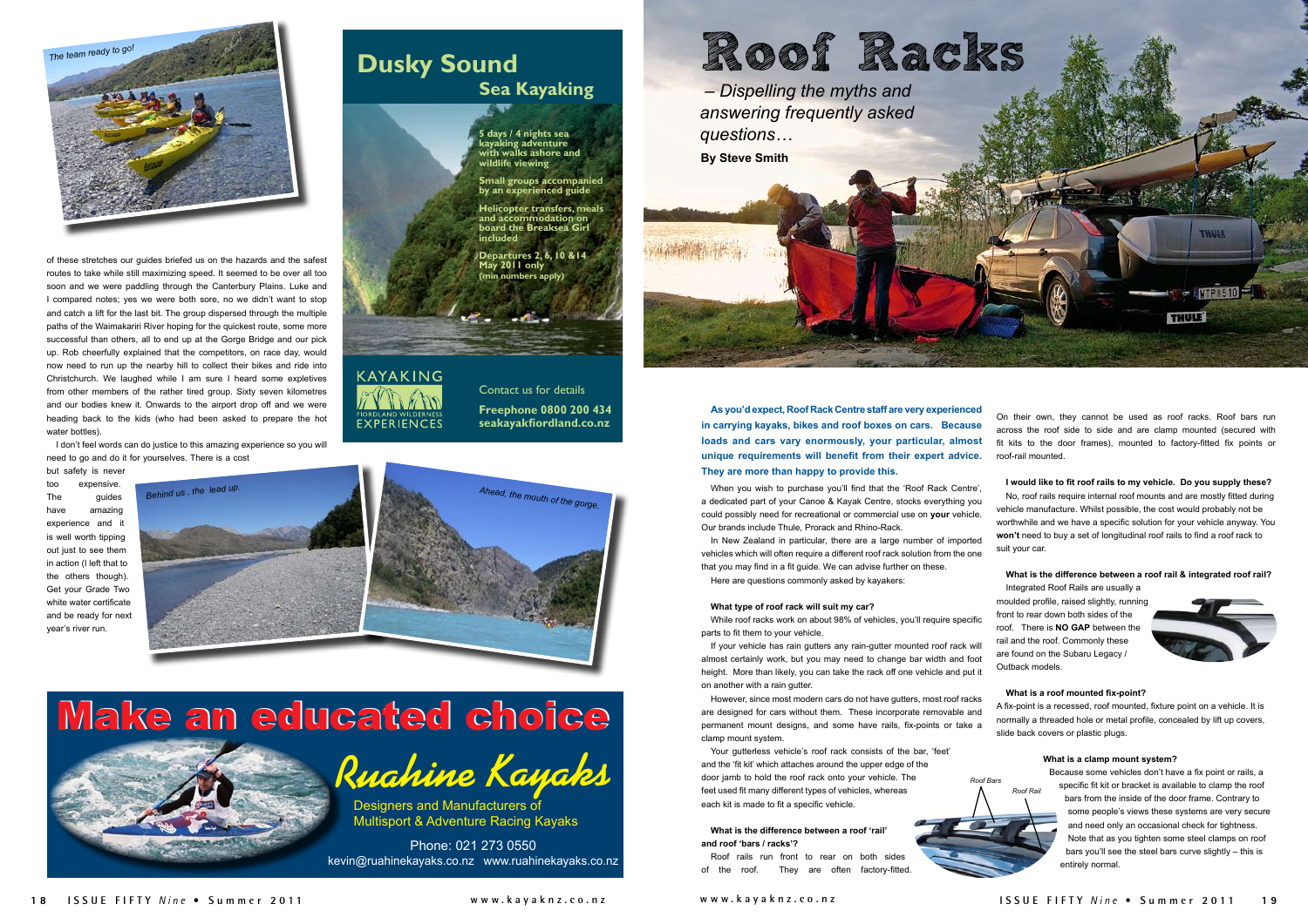*The team ready to go!*

of these stretches our guides briefed us on the hazards and the safest routes to take while still maximizing speed. It seemed to be over all too soon and we were paddling through the Canterbury Plains. Luke and I compared notes; yes we were both sore, no we didn't want to stop and catch a lift for the last bit. The group dispersed through the multiple paths of the Waimakariri River hoping for the quickest route, some more successful than others, all to end up at the Gorge Bridge and our pick up. Rob cheerfully explained that the competitors, on race day, would now need to run up the nearby hill to collect their bikes and ride into Christchurch. We laughed while I am sure I heard some expletives from other members of the rather tired group. Sixty seven kilometres and our bodies knew it. Onwards to the airport drop off and we were heading back to the kids (who had been asked to prepare the hot water bottles).

I don't feel words can do justice to this amazing experience so you will need to go and do it for yourselves. There is a cost but safety is never too expensive. The guides have amazing experience and it is well worth tipping out just to see them in action (I left that to the others though). Get your Grade Two white water certificate and be ready for next year's river run.

*Behind us, the lead up.*

*Ahead, the mouth of the gorge.*

# Dusky Sound
## Sea Kayaking

- 5 days / 4 nights sea kayaking adventure with walks ashore and wildlife viewing
- Small groups accompanied by an experienced guide
- Helicopter transfers, meals and accommodation on board the Breaksea Girl included
- Departures 2, 6, 10 & 14 May 2011 only (min numbers apply)

KAYAKING
FIORDLAND WILDERNESS EXPERIENCES

Contact us for details
**Freephone 0800 200 434**
**seakayakfiordland.co.nz**

# Make an educated choice

**Ruahine Kayaks**

Designers and Manufacturers of Multisport & Adventure Racing Kayaks

Phone: 021 273 0550
kevin@ruahinekayaks.co.nz www.ruahinekayaks.co.nz

# Roof Racks

*– Dispelling the myths and answering frequently asked questions…*

**By Steve Smith**

**As you'd expect, Roof Rack Centre staff are very experienced in carrying kayaks, bikes and roof boxes on cars. Because loads and cars vary enormously, your particular, almost unique requirements will benefit from their expert advice. They are more than happy to provide this.**

When you wish to purchase you'll find that the 'Roof Rack Centre', a dedicated part of your Canoe & Kayak Centre, stocks everything you could possibly need for recreational or commercial use on **your** vehicle. Our brands include Thule, Prorack and Rhino-Rack.

In New Zealand in particular, there are a large number of imported vehicles which will often require a different roof rack solution from the one that you may find in a fit guide. We can advise further on these.

Here are questions commonly asked by kayakers:

**What type of roof rack will suit my car?**

While roof racks work on about 98% of vehicles, you'll require specific parts to fit them to your vehicle.

If your vehicle has rain gutters any rain-gutter mounted roof rack will almost certainly work, but you may need to change bar width and foot height. More than likely, you can take the rack off one vehicle and put it on another with a rain gutter.

However, since most modern cars do not have gutters, most roof racks are designed for cars without them. These incorporate removable and permanent mount designs, and some have rails, fix-points or take a clamp mount system.

Your gutterless vehicle's roof rack consists of the bar, 'feet' and the 'fit kit' which attaches around the upper edge of the door jamb to hold the roof rack onto your vehicle. The feet used fit many different types of vehicles, whereas each kit is made to fit a specific vehicle.

**What is the difference between a roof 'rail' and roof 'bars / racks'?**

Roof rails run front to rear on both sides of the roof. They are often factory-fitted. On their own, they cannot be used as roof racks. Roof bars run across the roof side to side and are clamp mounted (secured with fit kits to the door frames), mounted to factory-fitted fix points or roof-rail mounted.

Roof Bars
Roof Rail

**I would like to fit roof rails to my vehicle. Do you supply these?**

No, roof rails require internal roof mounts and are mostly fitted during vehicle manufacture. Whilst possible, the cost would probably not be worthwhile and we have a specific solution for your vehicle anyway. You **won't** need to buy a set of longitudinal roof rails to find a roof rack to suit your car.

**What is the difference between a roof rail & integrated roof rail?**

Integrated Roof Rails are usually a moulded profile, raised slightly, running front to rear down both sides of the roof. There is **NO GAP** between the rail and the roof. Commonly these are found on the Subaru Legacy / Outback models.

**What is a roof mounted fix-point?**

A fix-point is a recessed, roof mounted, fixture point on a vehicle. It is normally a threaded hole or metal profile, concealed by lift up covers, slide back covers or plastic plugs.

**What is a clamp mount system?**

Because some vehicles don't have a fix point or rails, a specific fit kit or bracket is available to clamp the roof bars from the inside of the door frame. Contrary to some people's views these systems are very secure and need only an occasional check for tightness. Note that as you tighten some steel clamps on roof bars you'll see the steel bars curve slightly – this is entirely normal.